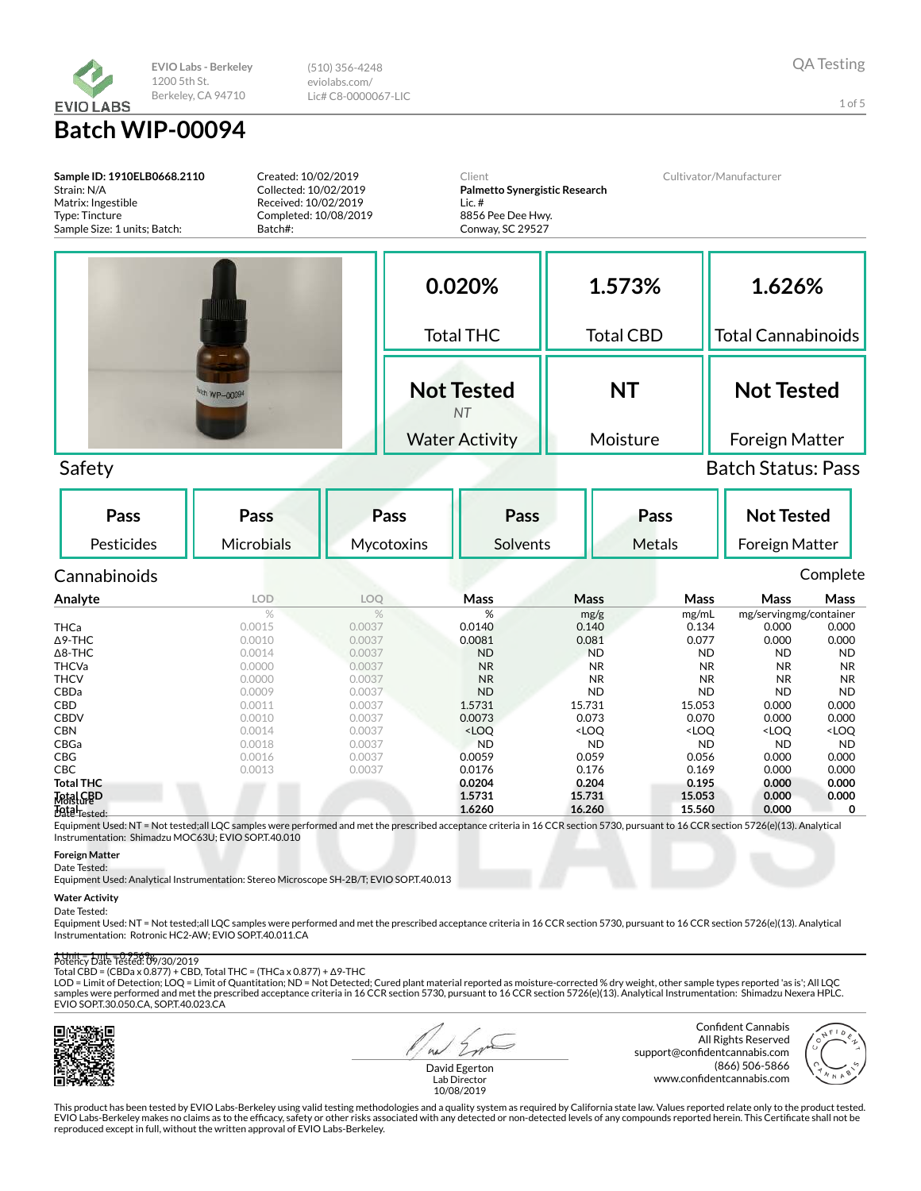EVIO Labs - Berkeley
1200 5th St.
Berkeley, CA 94710

(510) 356-4248
eviolabs.com/
Lic# C8-0000067-LIC

QA Testing

# Batch WIP-00094

**Sample ID: 1910ELB0668.2110**
Strain: N/A
Matrix: Ingestible
Type: Tincture
Sample Size: 1 units; Batch:

Created: 10/02/2019
Collected: 10/02/2019
Received: 10/02/2019
Completed: 10/08/2019
Batch#:

Client
**Palmetto Synergistic Research**
Lic. #
8856 Pee Dee Hwy.
Conway, SC 29527

Cultivator/Manufacturer

| 0.020% | 1.573% | 1.626% |
|---|---|---|
| Total THC | Total CBD | Total Cannabinoids |

| Not Tested (NT) | NT | Not Tested |
|---|---|---|
| Water Activity | Moisture | Foreign Matter |

## Safety

Batch Status: Pass

| Pass | Pass | Pass | Pass | Pass | Not Tested |
|---|---|---|---|---|---|
| Pesticides | Microbials | Mycotoxins | Solvents | Metals | Foreign Matter |

## Cannabinoids

Complete

| Analyte | LOD | LOQ | Mass | Mass | Mass | Mass | Mass |
|---|---|---|---|---|---|---|---|
| | % | % | % | mg/g | mg/mL | mg/serving | mg/container |
| THCa | 0.0015 | 0.0037 | 0.0140 | 0.140 | 0.134 | 0.000 | 0.000 |
| Δ9-THC | 0.0010 | 0.0037 | 0.0081 | 0.081 | 0.077 | 0.000 | 0.000 |
| Δ8-THC | 0.0014 | 0.0037 | ND | ND | ND | ND | ND |
| THCVa | 0.0000 | 0.0037 | NR | NR | NR | NR | NR |
| THCV | 0.0000 | 0.0037 | NR | NR | NR | NR | NR |
| CBDa | 0.0009 | 0.0037 | ND | ND | ND | ND | ND |
| CBD | 0.0011 | 0.0037 | 1.5731 | 15.731 | 15.053 | 0.000 | 0.000 |
| CBDV | 0.0010 | 0.0037 | 0.0073 | 0.073 | 0.070 | 0.000 | 0.000 |
| CBN | 0.0014 | 0.0037 | <LOQ | <LOQ | <LOQ | <LOQ | <LOQ |
| CBGa | 0.0018 | 0.0037 | ND | ND | ND | ND | ND |
| CBG | 0.0016 | 0.0037 | 0.0059 | 0.059 | 0.056 | 0.000 | 0.000 |
| CBC | 0.0013 | 0.0037 | 0.0176 | 0.176 | 0.169 | 0.000 | 0.000 |
| **Total THC** | | | **0.0204** | **0.204** | **0.195** | **0.000** | **0.000** |
| **Total CBD** | | | **1.5731** | **15.731** | **15.053** | **0.000** | **0.000** |
| **Total** | | | **1.6260** | **16.260** | **15.560** | **0.000** | **0** |

Moisture
Date Tested:
Equipment Used: NT = Not tested;all LQC samples were performed and met the prescribed acceptance criteria in 16 CCR section 5730, pursuant to 16 CCR section 5726(e)(13). Analytical Instrumentation: Shimadzu MOC63U; EVIO SOP.T.40.010

**Foreign Matter**
Date Tested:
Equipment Used: Analytical Instrumentation: Stereo Microscope SH-2B/T; EVIO SOP.T.40.013

**Water Activity**
Date Tested:
Equipment Used: NT = Not tested;all LQC samples were performed and met the prescribed acceptance criteria in 16 CCR section 5730, pursuant to 16 CCR section 5726(e)(13). Analytical Instrumentation: Rotronic HC2-AW; EVIO SOP.T.40.011.CA

1 Unit = 1 mL = 0.9568g
Potency Date Tested: 09/30/2019
Total CBD = (CBDa x 0.877) + CBD, Total THC = (THCa x 0.877) + Δ9-THC
LOD = Limit of Detection; LOQ = Limit of Quantitation; ND = Not Detected; Cured plant material reported as moisture-corrected % dry weight, other sample types reported 'as is'; All LQC samples were performed and met the prescribed acceptance criteria in 16 CCR section 5730, pursuant to 16 CCR section 5726(e)(13). Analytical Instrumentation: Shimadzu Nexera HPLC. EVIO SOP.T.30.050.CA, SOP.T.40.023.CA

David Egerton
Lab Director
10/08/2019

Confident Cannabis
All Rights Reserved
support@confidentcannabis.com
(866) 506-5866
www.confidentcannabis.com

This product has been tested by EVIO Labs-Berkeley using valid testing methodologies and a quality system as required by California state law. Values reported relate only to the product tested. EVIO Labs-Berkeley makes no claims as to the efficacy, safety or other risks associated with any detected or non-detected levels of any compounds reported herein. This Certificate shall not be reproduced except in full, without the written approval of EVIO Labs-Berkeley.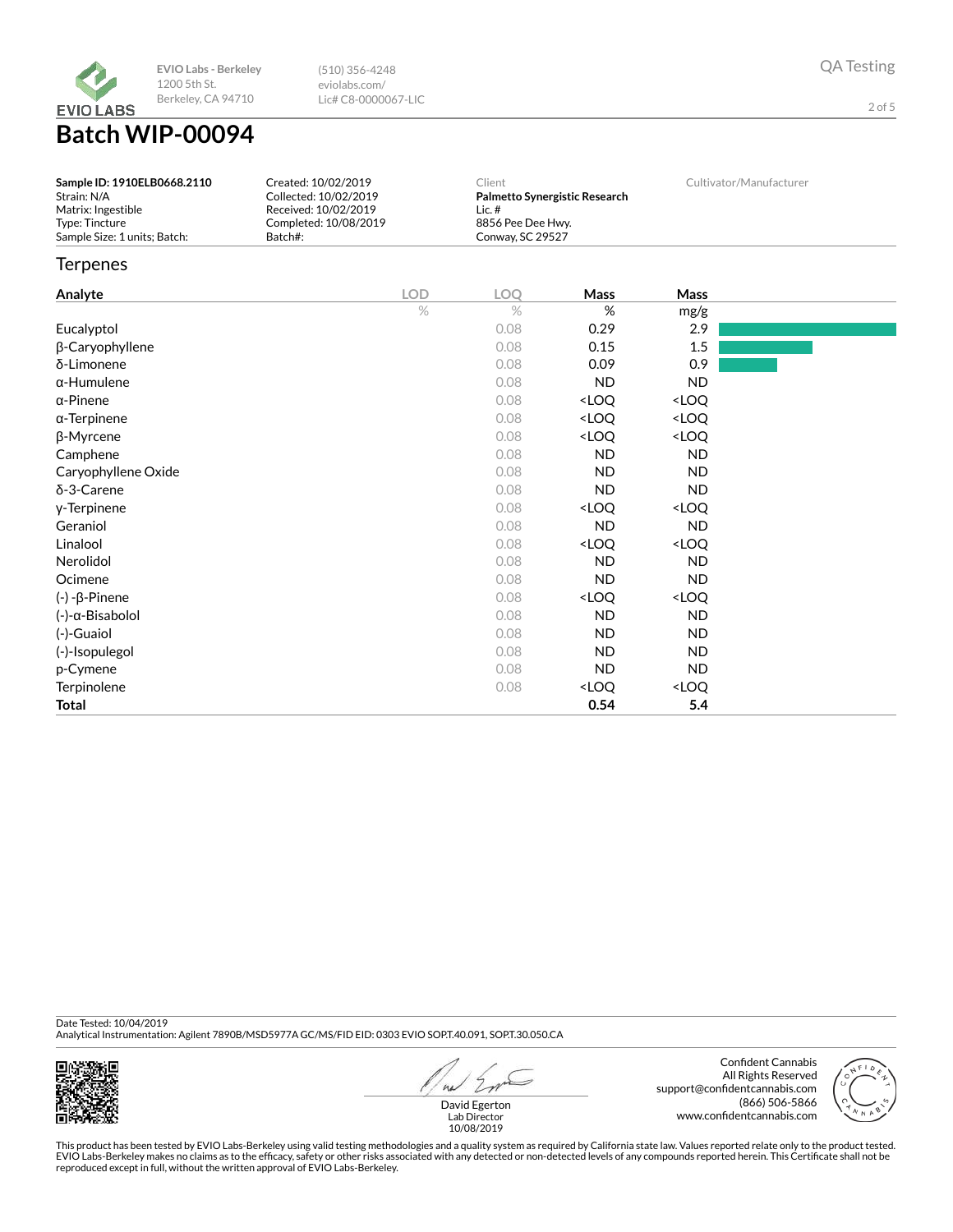EVIO Labs - Berkeley
1200 5th St.
Berkeley, CA 94710

(510) 356-4248
eviolabs.com/
Lic# C8-0000067-LIC

QA Testing

# Batch WIP-00094

**Sample ID: 1910ELB0668.2110**
Strain: N/A
Matrix: Ingestible
Type: Tincture
Sample Size: 1 units; Batch:

Created: 10/02/2019
Collected: 10/02/2019
Received: 10/02/2019
Completed: 10/08/2019
Batch#:

Client
**Palmetto Synergistic Research**
Lic. #
8856 Pee Dee Hwy.
Conway, SC 29527

Cultivator/Manufacturer

## Terpenes

| Analyte | LOD | LOQ | Mass | Mass |
|---|---|---|---|---|
| | % | % | % | mg/g |
| Eucalyptol | | 0.08 | 0.29 | 2.9 |
| β-Caryophyllene | | 0.08 | 0.15 | 1.5 |
| δ-Limonene | | 0.08 | 0.09 | 0.9 |
| α-Humulene | | 0.08 | ND | ND |
| α-Pinene | | 0.08 | <LOQ | <LOQ |
| α-Terpinene | | 0.08 | <LOQ | <LOQ |
| β-Myrcene | | 0.08 | <LOQ | <LOQ |
| Camphene | | 0.08 | ND | ND |
| Caryophyllene Oxide | | 0.08 | ND | ND |
| δ-3-Carene | | 0.08 | ND | ND |
| γ-Terpinene | | 0.08 | <LOQ | <LOQ |
| Geraniol | | 0.08 | ND | ND |
| Linalool | | 0.08 | <LOQ | <LOQ |
| Nerolidol | | 0.08 | ND | ND |
| Ocimene | | 0.08 | ND | ND |
| (-) -β-Pinene | | 0.08 | <LOQ | <LOQ |
| (-)-α-Bisabolol | | 0.08 | ND | ND |
| (-)-Guaiol | | 0.08 | ND | ND |
| (-)-Isopulegol | | 0.08 | ND | ND |
| p-Cymene | | 0.08 | ND | ND |
| Terpinolene | | 0.08 | <LOQ | <LOQ |
| **Total** | | | **0.54** | **5.4** |

Date Tested: 10/04/2019
Analytical Instrumentation: Agilent 7890B/MSD5977A GC/MS/FID EID: 0303 EVIO SOP.T.40.091, SOP.T.30.050.CA

David Egerton
Lab Director
10/08/2019

Confident Cannabis
All Rights Reserved
support@confidentcannabis.com
(866) 506-5866
www.confidentcannabis.com

This product has been tested by EVIO Labs-Berkeley using valid testing methodologies and a quality system as required by California state law. Values reported relate only to the product tested. EVIO Labs-Berkeley makes no claims as to the efficacy, safety or other risks associated with any detected or non-detected levels of any compounds reported herein. This Certificate shall not be reproduced except in full, without the written approval of EVIO Labs-Berkeley.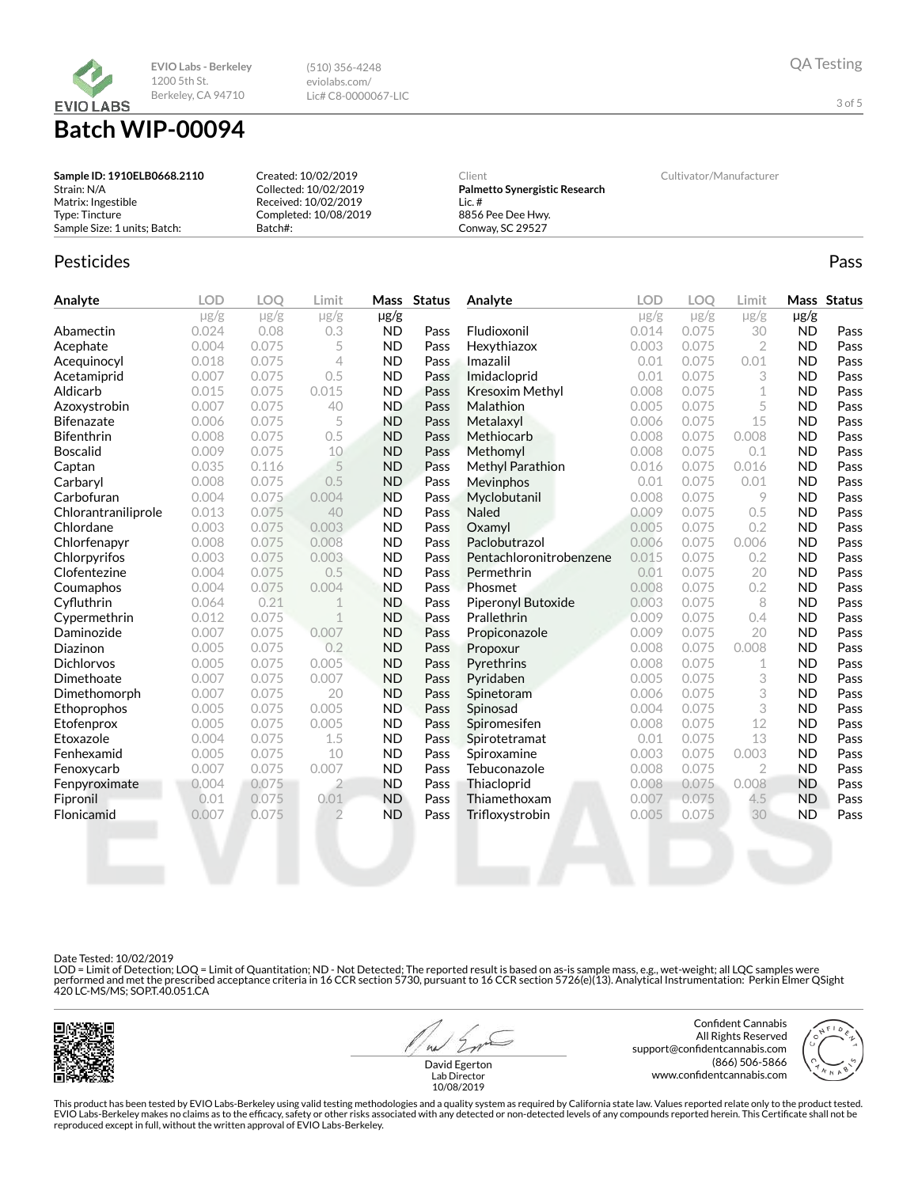EVIO Labs - Berkeley
1200 5th St.
Berkeley, CA 94710

(510) 356-4248
eviolabs.com/
Lic# C8-0000067-LIC

QA Testing

# Batch WIP-00094

**Sample ID: 1910ELB0668.2110**
Strain: N/A
Matrix: Ingestible
Type: Tincture
Sample Size: 1 units; Batch:

Created: 10/02/2019
Collected: 10/02/2019
Received: 10/02/2019
Completed: 10/08/2019
Batch#:

Client
**Palmetto Synergistic Research**
Lic. #
8856 Pee Dee Hwy.
Conway, SC 29527

Cultivator/Manufacturer

## Pesticides

Pass

| Analyte | LOD | LOQ | Limit | Mass | Status | Analyte | LOD | LOQ | Limit | Mass | Status |
|---|---|---|---|---|---|---|---|---|---|---|---|
| | μg/g | μg/g | μg/g | μg/g | | | μg/g | μg/g | μg/g | μg/g | |
| Abamectin | 0.024 | 0.08 | 0.3 | ND | Pass | Fludioxonil | 0.014 | 0.075 | 30 | ND | Pass |
| Acephate | 0.004 | 0.075 | 5 | ND | Pass | Hexythiazox | 0.003 | 0.075 | 2 | ND | Pass |
| Acequinocyl | 0.018 | 0.075 | 4 | ND | Pass | Imazalil | 0.01 | 0.075 | 0.01 | ND | Pass |
| Acetamiprid | 0.007 | 0.075 | 0.5 | ND | Pass | Imidacloprid | 0.01 | 0.075 | 3 | ND | Pass |
| Aldicarb | 0.015 | 0.075 | 0.015 | ND | Pass | Kresoxim Methyl | 0.008 | 0.075 | 1 | ND | Pass |
| Azoxystrobin | 0.007 | 0.075 | 40 | ND | Pass | Malathion | 0.005 | 0.075 | 5 | ND | Pass |
| Bifenazate | 0.006 | 0.075 | 5 | ND | Pass | Metalaxyl | 0.006 | 0.075 | 15 | ND | Pass |
| Bifenthrin | 0.008 | 0.075 | 0.5 | ND | Pass | Methiocarb | 0.008 | 0.075 | 0.008 | ND | Pass |
| Boscalid | 0.009 | 0.075 | 10 | ND | Pass | Methomyl | 0.008 | 0.075 | 0.1 | ND | Pass |
| Captan | 0.035 | 0.116 | 5 | ND | Pass | Methyl Parathion | 0.016 | 0.075 | 0.016 | ND | Pass |
| Carbaryl | 0.008 | 0.075 | 0.5 | ND | Pass | Mevinphos | 0.01 | 0.075 | 0.01 | ND | Pass |
| Carbofuran | 0.004 | 0.075 | 0.004 | ND | Pass | Myclobutanil | 0.008 | 0.075 | 9 | ND | Pass |
| Chlorantraniliprole | 0.013 | 0.075 | 40 | ND | Pass | Naled | 0.009 | 0.075 | 0.5 | ND | Pass |
| Chlordane | 0.003 | 0.075 | 0.003 | ND | Pass | Oxamyl | 0.005 | 0.075 | 0.2 | ND | Pass |
| Chlorfenapyr | 0.008 | 0.075 | 0.008 | ND | Pass | Paclobutrazol | 0.006 | 0.075 | 0.006 | ND | Pass |
| Chlorpyrifos | 0.003 | 0.075 | 0.003 | ND | Pass | Pentachloronitrobenzene | 0.015 | 0.075 | 0.2 | ND | Pass |
| Clofentezine | 0.004 | 0.075 | 0.5 | ND | Pass | Permethrin | 0.01 | 0.075 | 20 | ND | Pass |
| Coumaphos | 0.004 | 0.075 | 0.004 | ND | Pass | Phosmet | 0.008 | 0.075 | 0.2 | ND | Pass |
| Cyfluthrin | 0.064 | 0.21 | 1 | ND | Pass | Piperonyl Butoxide | 0.003 | 0.075 | 8 | ND | Pass |
| Cypermethrin | 0.012 | 0.075 | 1 | ND | Pass | Prallethrin | 0.009 | 0.075 | 0.4 | ND | Pass |
| Daminozide | 0.007 | 0.075 | 0.007 | ND | Pass | Propiconazole | 0.009 | 0.075 | 20 | ND | Pass |
| Diazinon | 0.005 | 0.075 | 0.2 | ND | Pass | Propoxur | 0.008 | 0.075 | 0.008 | ND | Pass |
| Dichlorvos | 0.005 | 0.075 | 0.005 | ND | Pass | Pyrethrins | 0.008 | 0.075 | 1 | ND | Pass |
| Dimethoate | 0.007 | 0.075 | 0.007 | ND | Pass | Pyridaben | 0.005 | 0.075 | 3 | ND | Pass |
| Dimethomorph | 0.007 | 0.075 | 20 | ND | Pass | Spinetoram | 0.006 | 0.075 | 3 | ND | Pass |
| Ethoprophos | 0.005 | 0.075 | 0.005 | ND | Pass | Spinosad | 0.004 | 0.075 | 3 | ND | Pass |
| Etofenprox | 0.005 | 0.075 | 0.005 | ND | Pass | Spiromesifen | 0.008 | 0.075 | 12 | ND | Pass |
| Etoxazole | 0.004 | 0.075 | 1.5 | ND | Pass | Spirotetramat | 0.01 | 0.075 | 13 | ND | Pass |
| Fenhexamid | 0.005 | 0.075 | 10 | ND | Pass | Spiroxamine | 0.003 | 0.075 | 0.003 | ND | Pass |
| Fenoxycarb | 0.007 | 0.075 | 0.007 | ND | Pass | Tebuconazole | 0.008 | 0.075 | 2 | ND | Pass |
| Fenpyroximate | 0.004 | 0.075 | 2 | ND | Pass | Thiacloprid | 0.008 | 0.075 | 0.008 | ND | Pass |
| Fipronil | 0.01 | 0.075 | 0.01 | ND | Pass | Thiamethoxam | 0.007 | 0.075 | 4.5 | ND | Pass |
| Flonicamid | 0.007 | 0.075 | 2 | ND | Pass | Trifloxystrobin | 0.005 | 0.075 | 30 | ND | Pass |

Date Tested: 10/02/2019
LOD = Limit of Detection; LOQ = Limit of Quantitation; ND - Not Detected; The reported result is based on as-is sample mass, e.g., wet-weight; all LQC samples were performed and met the prescribed acceptance criteria in 16 CCR section 5730, pursuant to 16 CCR section 5726(e)(13). Analytical Instrumentation: Perkin Elmer QSight 420 LC-MS/MS; SOP.T.40.051.CA

David Egerton
Lab Director
10/08/2019

Confident Cannabis
All Rights Reserved
support@confidentcannabis.com
(866) 506-5866
www.confidentcannabis.com

This product has been tested by EVIO Labs-Berkeley using valid testing methodologies and a quality system as required by California state law. Values reported relate only to the product tested. EVIO Labs-Berkeley makes no claims as to the efficacy, safety or other risks associated with any detected or non-detected levels of any compounds reported herein. This Certificate shall not be reproduced except in full, without the written approval of EVIO Labs-Berkeley.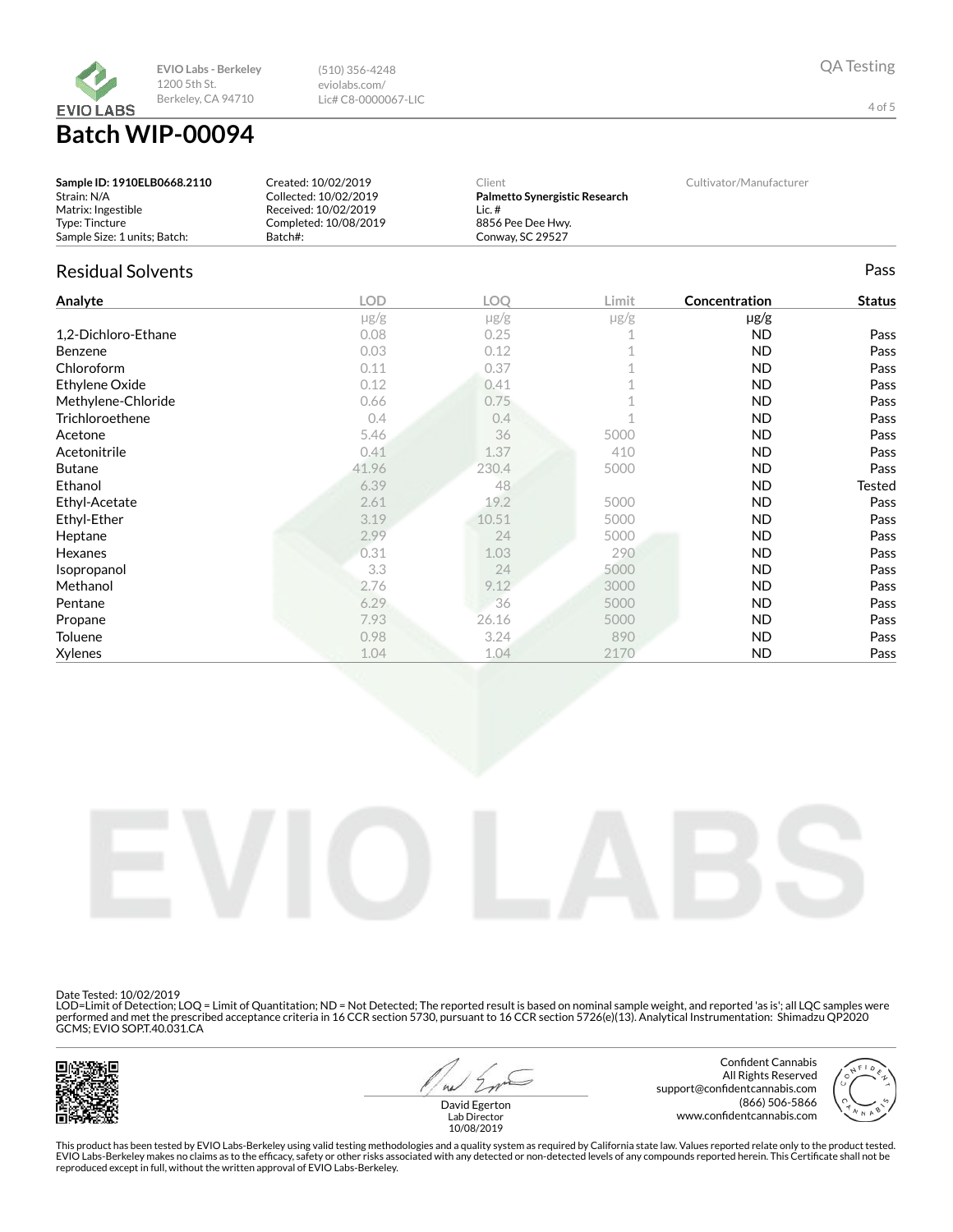EVIO Labs - Berkeley
1200 5th St.
Berkeley, CA 94710

(510) 356-4248
eviolabs.com/
Lic# C8-0000067-LIC

QA Testing

# Batch WIP-00094

**Sample ID: 1910ELB0668.2110**
Strain: N/A
Matrix: Ingestible
Type: Tincture
Sample Size: 1 units; Batch:

Created: 10/02/2019
Collected: 10/02/2019
Received: 10/02/2019
Completed: 10/08/2019
Batch#:

Client
**Palmetto Synergistic Research**
Lic. #
8856 Pee Dee Hwy.
Conway, SC 29527

Cultivator/Manufacturer

## Residual Solvents

Pass

| Analyte | LOD | LOQ | Limit | Concentration | Status |
|---|---|---|---|---|---|
| | μg/g | μg/g | μg/g | μg/g | |
| 1,2-Dichloro-Ethane | 0.08 | 0.25 | 1 | ND | Pass |
| Benzene | 0.03 | 0.12 | 1 | ND | Pass |
| Chloroform | 0.11 | 0.37 | 1 | ND | Pass |
| Ethylene Oxide | 0.12 | 0.41 | 1 | ND | Pass |
| Methylene-Chloride | 0.66 | 0.75 | 1 | ND | Pass |
| Trichloroethene | 0.4 | 0.4 | 1 | ND | Pass |
| Acetone | 5.46 | 36 | 5000 | ND | Pass |
| Acetonitrile | 0.41 | 1.37 | 410 | ND | Pass |
| Butane | 41.96 | 230.4 | 5000 | ND | Pass |
| Ethanol | 6.39 | 48 | | ND | Tested |
| Ethyl-Acetate | 2.61 | 19.2 | 5000 | ND | Pass |
| Ethyl-Ether | 3.19 | 10.51 | 5000 | ND | Pass |
| Heptane | 2.99 | 24 | 5000 | ND | Pass |
| Hexanes | 0.31 | 1.03 | 290 | ND | Pass |
| Isopropanol | 3.3 | 24 | 5000 | ND | Pass |
| Methanol | 2.76 | 9.12 | 3000 | ND | Pass |
| Pentane | 6.29 | 36 | 5000 | ND | Pass |
| Propane | 7.93 | 26.16 | 5000 | ND | Pass |
| Toluene | 0.98 | 3.24 | 890 | ND | Pass |
| Xylenes | 1.04 | 1.04 | 2170 | ND | Pass |

Date Tested: 10/02/2019
LOD=Limit of Detection; LOQ = Limit of Quantitation; ND = Not Detected; The reported result is based on nominal sample weight, and reported 'as is'; all LQC samples were performed and met the prescribed acceptance criteria in 16 CCR section 5730, pursuant to 16 CCR section 5726(e)(13). Analytical Instrumentation: Shimadzu QP2020 GCMS; EVIO SOP.T.40.031.CA

David Egerton
Lab Director
10/08/2019

Confident Cannabis
All Rights Reserved
support@confidentcannabis.com
(866) 506-5866
www.confidentcannabis.com

This product has been tested by EVIO Labs-Berkeley using valid testing methodologies and a quality system as required by California state law. Values reported relate only to the product tested. EVIO Labs-Berkeley makes no claims as to the efficacy, safety or other risks associated with any detected or non-detected levels of any compounds reported herein. This Certificate shall not be reproduced except in full, without the written approval of EVIO Labs-Berkeley.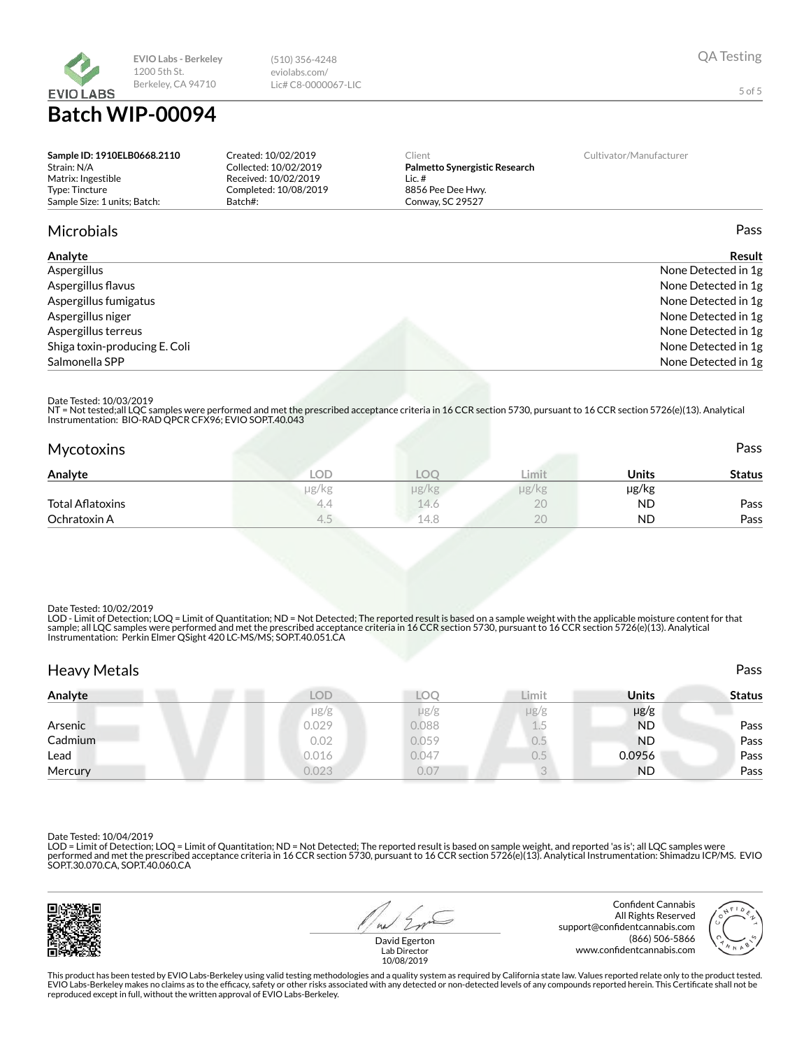EVIO LABS

**EVIO Labs - Berkeley**
1200 5th St.
Berkeley, CA 94710

(510) 356-4248
eviolabs.com/
Lic# C8-0000067-LIC

QA Testing

# Batch WIP-00094

| | | | |
|---|---|---|---|
| **Sample ID: 1910ELB0668.2110** | Created: 10/02/2019 | Client | Cultivator/Manufacturer |
| Strain: N/A | Collected: 10/02/2019 | **Palmetto Synergistic Research** | |
| Matrix: Ingestible | Received: 10/02/2019 | Lic. # | |
| Type: Tincture | Completed: 10/08/2019 | 8856 Pee Dee Hwy. | |
| Sample Size: 1 units; Batch: | Batch#: | Conway, SC 29527 | |

## Microbials

Pass

| Analyte | Result |
|---|---|
| Aspergillus | None Detected in 1g |
| Aspergillus flavus | None Detected in 1g |
| Aspergillus fumigatus | None Detected in 1g |
| Aspergillus niger | None Detected in 1g |
| Aspergillus terreus | None Detected in 1g |
| Shiga toxin-producing E. Coli | None Detected in 1g |
| Salmonella SPP | None Detected in 1g |

Date Tested: 10/03/2019
NT = Not tested;all LQC samples were performed and met the prescribed acceptance criteria in 16 CCR section 5730, pursuant to 16 CCR section 5726(e)(13). Analytical Instrumentation: BIO-RAD QPCR CFX96; EVIO SOP.T.40.043

## Mycotoxins

Pass

| Analyte | LOD | LOQ | Limit | Units | Status |
|---|---|---|---|---|---|
| | μg/kg | μg/kg | μg/kg | μg/kg | |
| Total Aflatoxins | 4.4 | 14.6 | 20 | ND | Pass |
| Ochratoxin A | 4.5 | 14.8 | 20 | ND | Pass |

Date Tested: 10/02/2019
LOD - Limit of Detection; LOQ = Limit of Quantitation; ND = Not Detected; The reported result is based on a sample weight with the applicable moisture content for that sample; all LQC samples were performed and met the prescribed acceptance criteria in 16 CCR section 5730, pursuant to 16 CCR section 5726(e)(13). Analytical Instrumentation: Perkin Elmer QSight 420 LC-MS/MS; SOP.T.40.051.CA

## Heavy Metals

Pass

| Analyte | LOD | LOQ | Limit | Units | Status |
|---|---|---|---|---|---|
| | μg/g | μg/g | μg/g | μg/g | |
| Arsenic | 0.029 | 0.088 | 1.5 | ND | Pass |
| Cadmium | 0.02 | 0.059 | 0.5 | ND | Pass |
| Lead | 0.016 | 0.047 | 0.5 | 0.0956 | Pass |
| Mercury | 0.023 | 0.07 | 3 | ND | Pass |

Date Tested: 10/04/2019
LOD = Limit of Detection; LOQ = Limit of Quantitation; ND = Not Detected; The reported result is based on sample weight, and reported 'as is'; all LQC samples were performed and met the prescribed acceptance criteria in 16 CCR section 5730, pursuant to 16 CCR section 5726(e)(13). Analytical Instrumentation: Shimadzu ICP/MS. EVIO SOP.T.30.070.CA, SOP.T.40.060.CA

David Egerton
Lab Director
10/08/2019

Confident Cannabis
All Rights Reserved
support@confidentcannabis.com
(866) 506-5866
www.confidentcannabis.com

This product has been tested by EVIO Labs-Berkeley using valid testing methodologies and a quality system as required by California state law. Values reported relate only to the product tested. EVIO Labs-Berkeley makes no claims as to the efficacy, safety or other risks associated with any detected or non-detected levels of any compounds reported herein. This Certificate shall not be reproduced except in full, without the written approval of EVIO Labs-Berkeley.